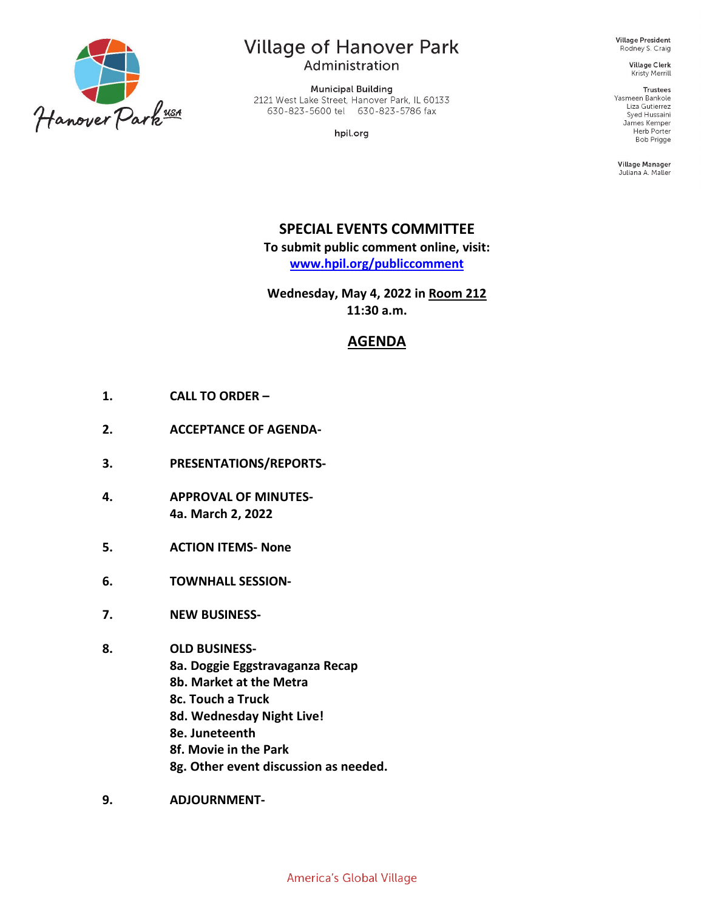Hanover Park USA

# Village of Hanover Park
Administration

Municipal Building
2121 West Lake Street, Hanover Park, IL 60133
630-823-5600 tel 630-823-5786 fax

hpil.org

**Village President**
Rodney S. Craig

**Village Clerk**
Kristy Merrill

**Trustees**
Yasmeen Bankole
Liza Gutierrez
Syed Hussaini
James Kemper
Herb Porter
Bob Prigge

**Village Manager**
Juliana A. Maller

## SPECIAL EVENTS COMMITTEE

**To submit public comment online, visit:**
**[www.hpil.org/publiccomment](www.hpil.org/publiccomment)**

**Wednesday, May 4, 2022 in Room 212**
**11:30 a.m.**

## AGENDA

1. **CALL TO ORDER –**
2. **ACCEPTANCE OF AGENDA-**
3. **PRESENTATIONS/REPORTS-**
4. **APPROVAL OF MINUTES-**
   **4a. March 2, 2022**
5. **ACTION ITEMS- None**
6. **TOWNHALL SESSION-**
7. **NEW BUSINESS-**
8. **OLD BUSINESS-**
   **8a. Doggie Eggstravaganza Recap**
   **8b. Market at the Metra**
   **8c. Touch a Truck**
   **8d. Wednesday Night Live!**
   **8e. Juneteenth**
   **8f. Movie in the Park**
   **8g. Other event discussion as needed.**
9. **ADJOURNMENT-**

America's Global Village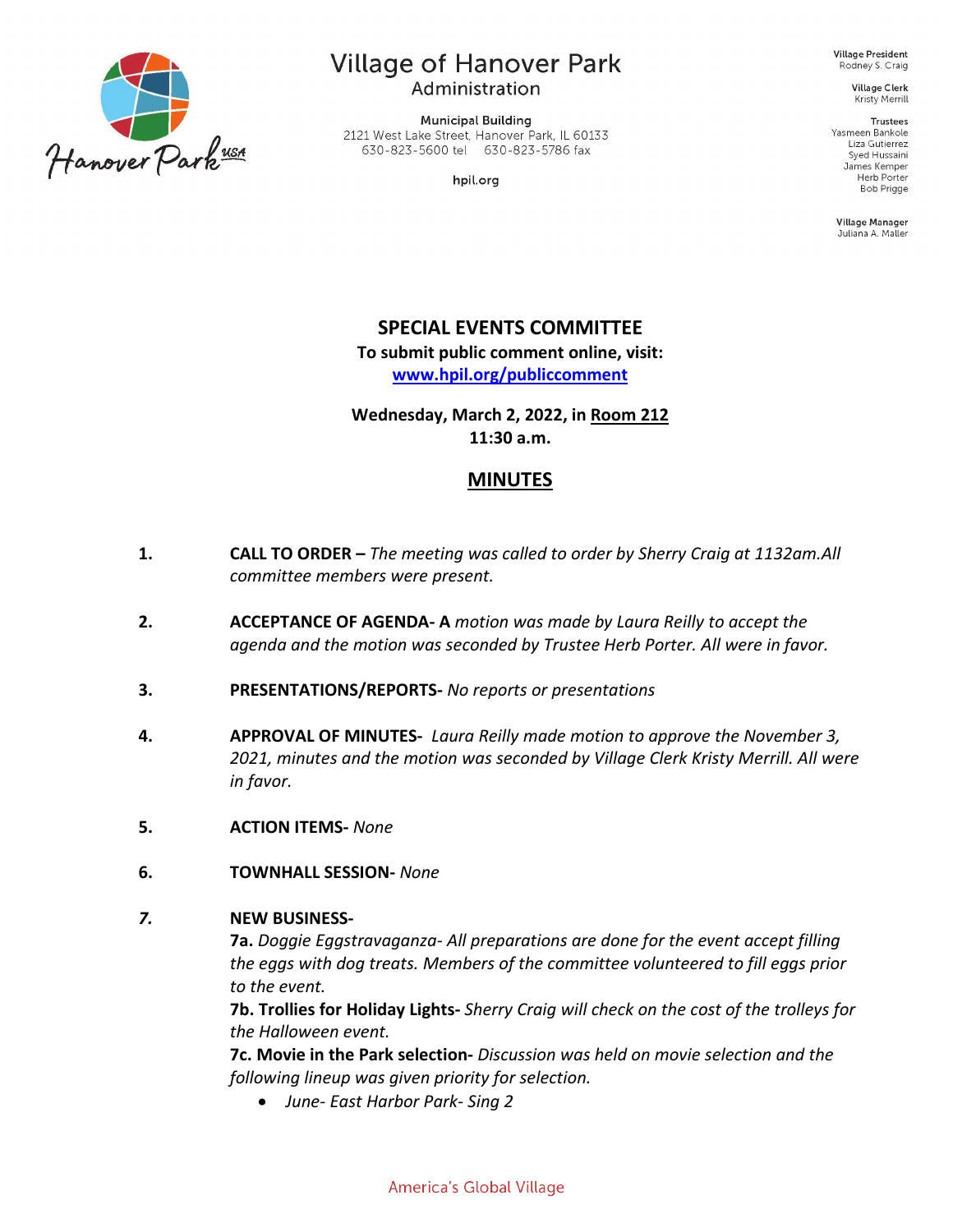Village of Hanover Park
Administration

Municipal Building
2121 West Lake Street, Hanover Park, IL 60133
630-823-5600 tel 630-823-5786 fax

hpil.org

Village President
Rodney S. Craig

Village Clerk
Kristy Merrill

Trustees
Yasmeen Bankole
Liza Gutierrez
Syed Hussaini
James Kemper
Herb Porter
Bob Prigge

Village Manager
Juliana A. Maller

## SPECIAL EVENTS COMMITTEE

**To submit public comment online, visit:**
**[www.hpil.org/publiccomment](www.hpil.org/publiccomment)**

**Wednesday, March 2, 2022, in Room 212**
**11:30 a.m.**

## MINUTES

1. **CALL TO ORDER –** *The meeting was called to order by Sherry Craig at 1132am.All committee members were present.*

2. **ACCEPTANCE OF AGENDA- A** *motion was made by Laura Reilly to accept the agenda and the motion was seconded by Trustee Herb Porter. All were in favor.*

3. **PRESENTATIONS/REPORTS-** *No reports or presentations*

4. **APPROVAL OF MINUTES-** *Laura Reilly made motion to approve the November 3, 2021, minutes and the motion was seconded by Village Clerk Kristy Merrill. All were in favor.*

5. **ACTION ITEMS-** *None*

6. **TOWNHALL SESSION-** *None*

7. **NEW BUSINESS-**

   **7a.** *Doggie Eggstravaganza- All preparations are done for the event accept filling the eggs with dog treats. Members of the committee volunteered to fill eggs prior to the event.*

   **7b. Trollies for Holiday Lights-** *Sherry Craig will check on the cost of the trolleys for the Halloween event.*

   **7c. Movie in the Park selection-** *Discussion was held on movie selection and the following lineup was given priority for selection.*

   - *June- East Harbor Park- Sing 2*

America's Global Village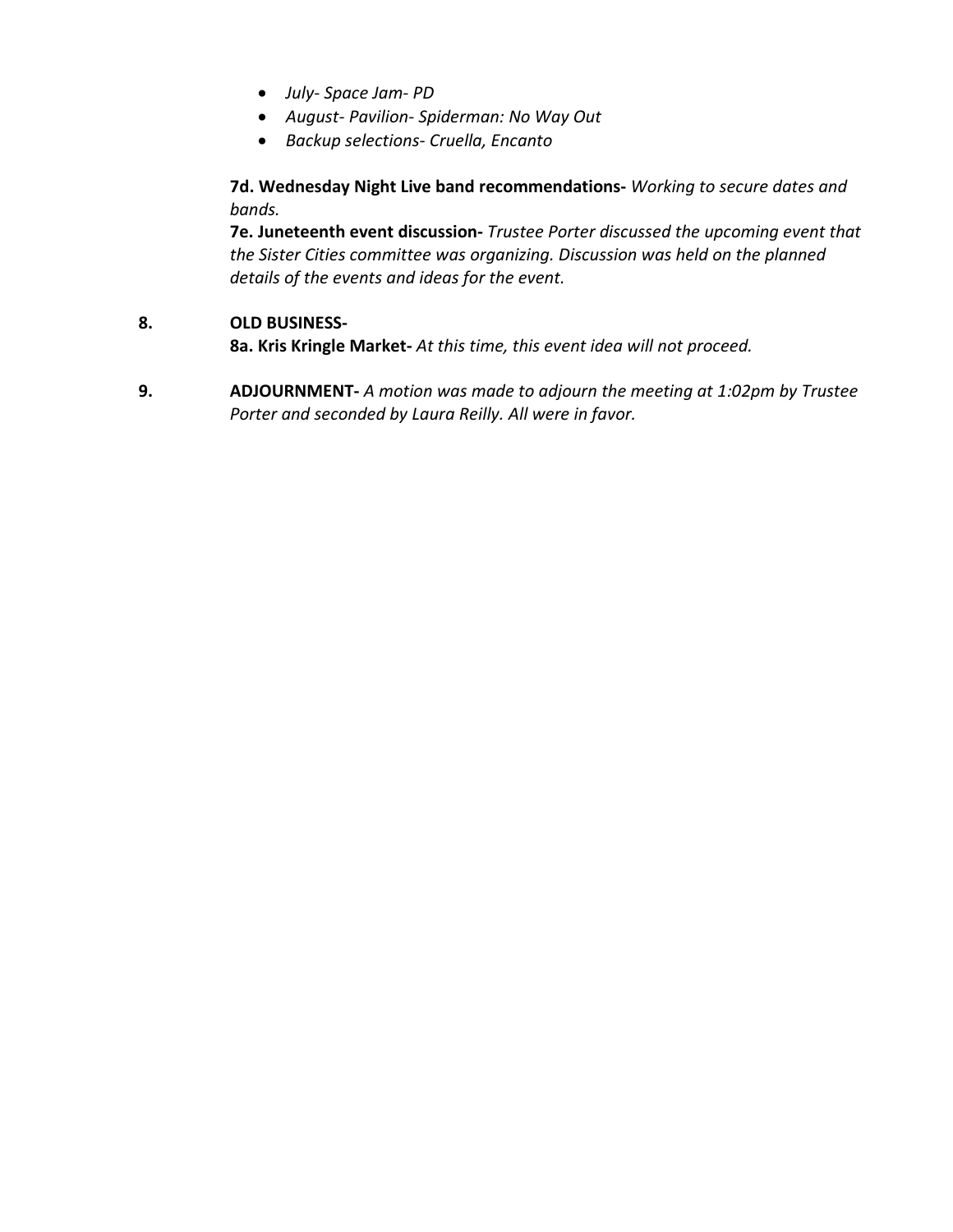- *July- Space Jam- PD*
- *August- Pavilion- Spiderman: No Way Out*
- *Backup selections- Cruella, Encanto*

**7d. Wednesday Night Live band recommendations-** *Working to secure dates and bands.*

**7e. Juneteenth event discussion-** *Trustee Porter discussed the upcoming event that the Sister Cities committee was organizing. Discussion was held on the planned details of the events and ideas for the event.*

**8. OLD BUSINESS-**

**8a. Kris Kringle Market-** *At this time, this event idea will not proceed.*

**9. ADJOURNMENT-** *A motion was made to adjourn the meeting at 1:02pm by Trustee Porter and seconded by Laura Reilly. All were in favor.*